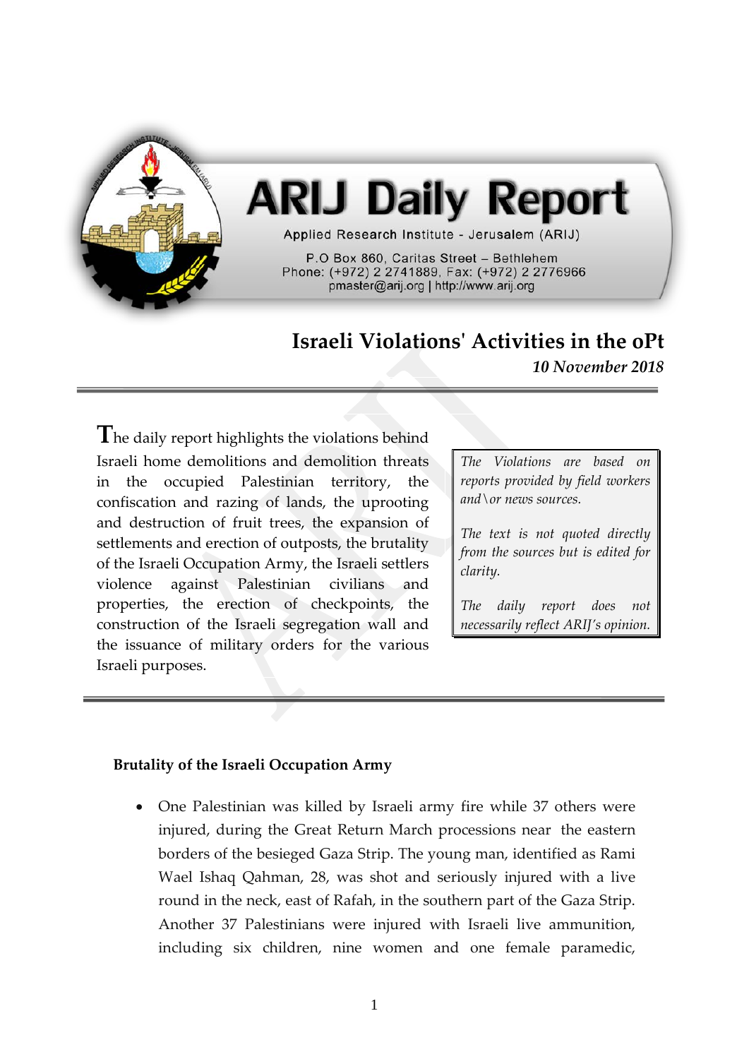# ARIJ Daily Report

Applied Research Institute - Jerusalem (ARIJ)

P.O Box 860, Caritas Street – Bethlehem
Phone: (+972) 2 2741889, Fax: (+972) 2 2776966
pmaster@arij.org | http://www.arij.org

## Israeli Violations' Activities in the oPt

***10 November 2018***

The daily report highlights the violations behind Israeli home demolitions and demolition threats in the occupied Palestinian territory, the confiscation and razing of lands, the uprooting and destruction of fruit trees, the expansion of settlements and erection of outposts, the brutality of the Israeli Occupation Army, the Israeli settlers violence against Palestinian civilians and properties, the erection of checkpoints, the construction of the Israeli segregation wall and the issuance of military orders for the various Israeli purposes.

*The Violations are based on reports provided by field workers and\or news sources.*

*The text is not quoted directly from the sources but is edited for clarity.*

*The daily report does not necessarily reflect ARIJ's opinion.*

**Brutality of the Israeli Occupation Army**

- One Palestinian was killed by Israeli army fire while 37 others were injured, during the Great Return March processions near the eastern borders of the besieged Gaza Strip. The young man, identified as Rami Wael Ishaq Qahman, 28, was shot and seriously injured with a live round in the neck, east of Rafah, in the southern part of the Gaza Strip. Another 37 Palestinians were injured with Israeli live ammunition, including six children, nine women and one female paramedic,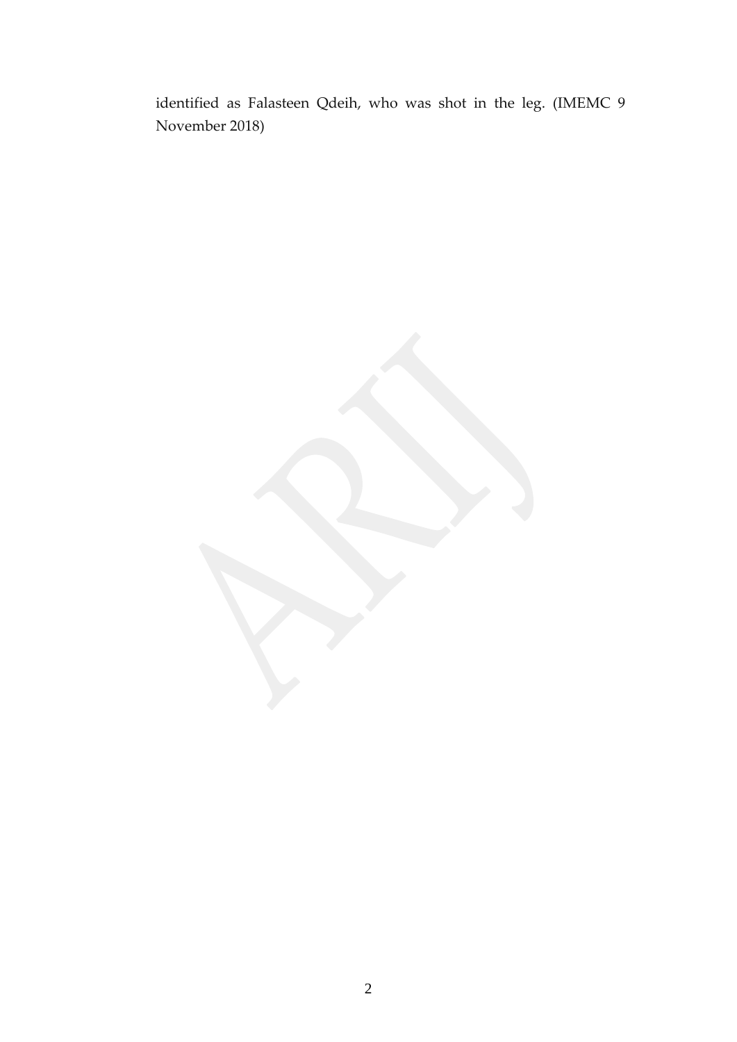identified as Falasteen Qdeih, who was shot in the leg. (IMEMC 9 November 2018)